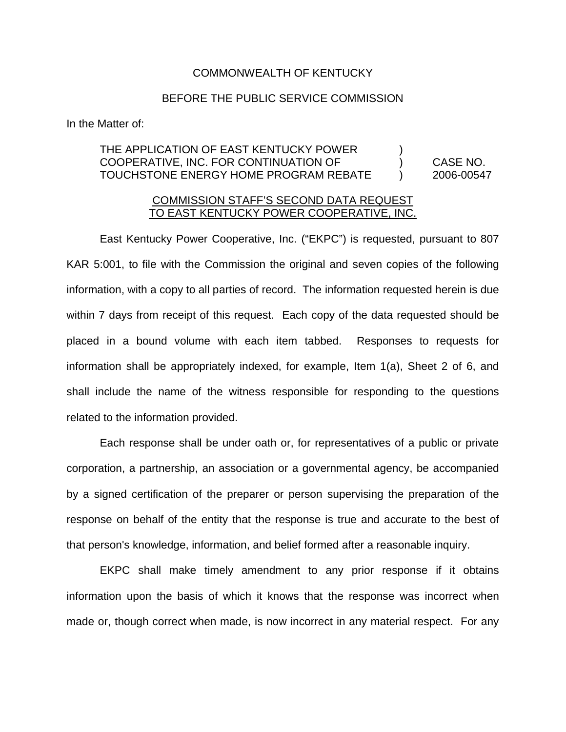COMMONWEALTH OF KENTUCKY

BEFORE THE PUBLIC SERVICE COMMISSION

In the Matter of:

| | | |
|---|---|---|
| THE APPLICATION OF EAST KENTUCKY POWER COOPERATIVE, INC. FOR CONTINUATION OF TOUCHSTONE ENERGY HOME PROGRAM REBATE | ) ) ) | CASE NO. 2006-00547 |

COMMISSION STAFF'S SECOND DATA REQUEST TO EAST KENTUCKY POWER COOPERATIVE, INC.

East Kentucky Power Cooperative, Inc. ("EKPC") is requested, pursuant to 807 KAR 5:001, to file with the Commission the original and seven copies of the following information, with a copy to all parties of record. The information requested herein is due within 7 days from receipt of this request. Each copy of the data requested should be placed in a bound volume with each item tabbed. Responses to requests for information shall be appropriately indexed, for example, Item 1(a), Sheet 2 of 6, and shall include the name of the witness responsible for responding to the questions related to the information provided.

Each response shall be under oath or, for representatives of a public or private corporation, a partnership, an association or a governmental agency, be accompanied by a signed certification of the preparer or person supervising the preparation of the response on behalf of the entity that the response is true and accurate to the best of that person's knowledge, information, and belief formed after a reasonable inquiry.

EKPC shall make timely amendment to any prior response if it obtains information upon the basis of which it knows that the response was incorrect when made or, though correct when made, is now incorrect in any material respect. For any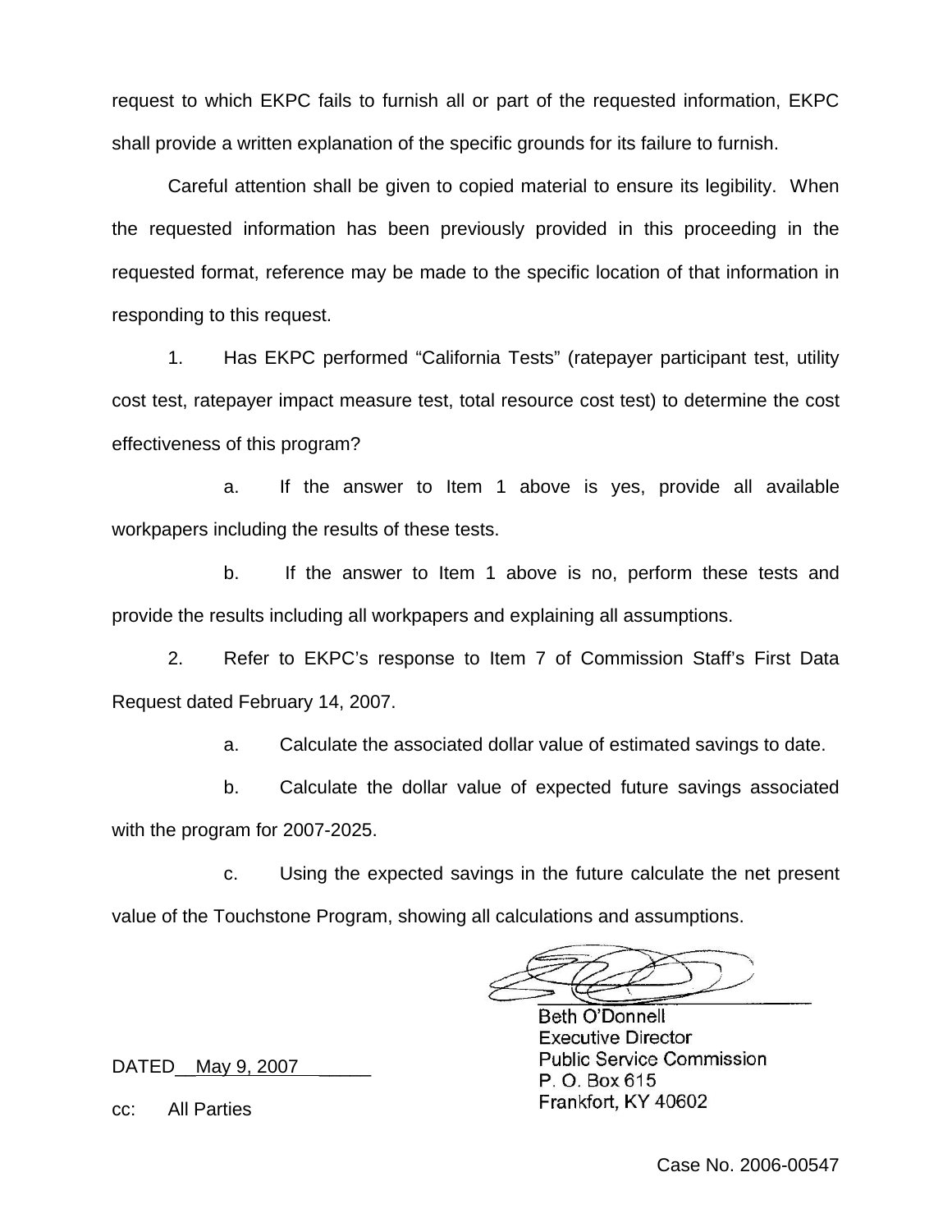request to which EKPC fails to furnish all or part of the requested information, EKPC shall provide a written explanation of the specific grounds for its failure to furnish.

Careful attention shall be given to copied material to ensure its legibility. When the requested information has been previously provided in this proceeding in the requested format, reference may be made to the specific location of that information in responding to this request.

1. Has EKPC performed "California Tests" (ratepayer participant test, utility cost test, ratepayer impact measure test, total resource cost test) to determine the cost effectiveness of this program?

   a. If the answer to Item 1 above is yes, provide all available workpapers including the results of these tests.

   b. If the answer to Item 1 above is no, perform these tests and provide the results including all workpapers and explaining all assumptions.

2. Refer to EKPC's response to Item 7 of Commission Staff's First Data Request dated February 14, 2007.

   a. Calculate the associated dollar value of estimated savings to date.

   b. Calculate the dollar value of expected future savings associated with the program for 2007-2025.

   c. Using the expected savings in the future calculate the net present value of the Touchstone Program, showing all calculations and assumptions.

Beth O'Donnell
Executive Director
Public Service Commission
P. O. Box 615
Frankfort, KY 40602

DATED May 9, 2007

cc: All Parties

Case No. 2006-00547